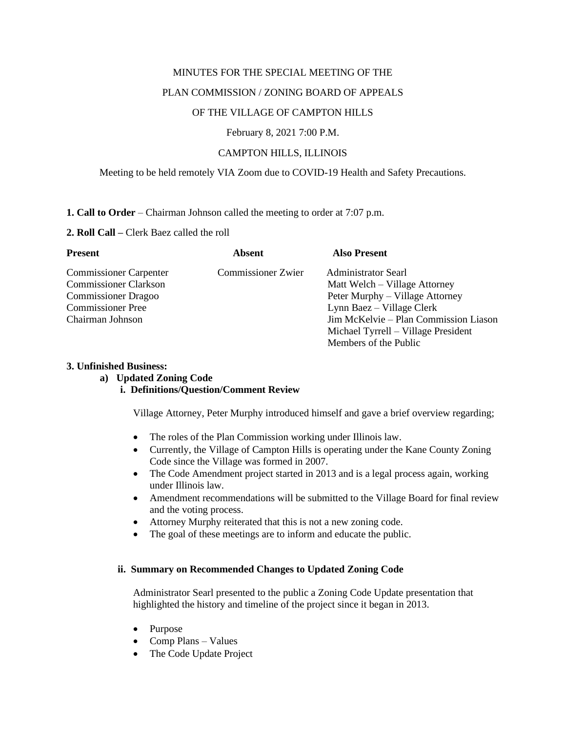MINUTES FOR THE SPECIAL MEETING OF THE

PLAN COMMISSION / ZONING BOARD OF APPEALS

OF THE VILLAGE OF CAMPTON HILLS

February 8, 2021 7:00 P.M.

CAMPTON HILLS, ILLINOIS

Meeting to be held remotely VIA Zoom due to COVID-19 Health and Safety Precautions.

**1. Call to Order** – Chairman Johnson called the meeting to order at 7:07 p.m.

**2. Roll Call –** Clerk Baez called the roll

| Present | Absent | Also Present |
|---|---|---|
| Commissioner Carpenter | Commissioner Zwier | Administrator Searl |
| Commissioner Clarkson | | Matt Welch – Village Attorney |
| Commissioner Dragoo | | Peter Murphy – Village Attorney |
| Commissioner Pree | | Lynn Baez – Village Clerk |
| Chairman Johnson | | Jim McKelvie – Plan Commission Liason |
| | | Michael Tyrrell – Village President |
| | | Members of the Public |

**3. Unfinished Business:**

**a) Updated Zoning Code**

**i. Definitions/Question/Comment Review**

Village Attorney, Peter Murphy introduced himself and gave a brief overview regarding;

- The roles of the Plan Commission working under Illinois law.
- Currently, the Village of Campton Hills is operating under the Kane County Zoning Code since the Village was formed in 2007.
- The Code Amendment project started in 2013 and is a legal process again, working under Illinois law.
- Amendment recommendations will be submitted to the Village Board for final review and the voting process.
- Attorney Murphy reiterated that this is not a new zoning code.
- The goal of these meetings are to inform and educate the public.

**ii. Summary on Recommended Changes to Updated Zoning Code**

Administrator Searl presented to the public a Zoning Code Update presentation that highlighted the history and timeline of the project since it began in 2013.

- Purpose
- Comp Plans – Values
- The Code Update Project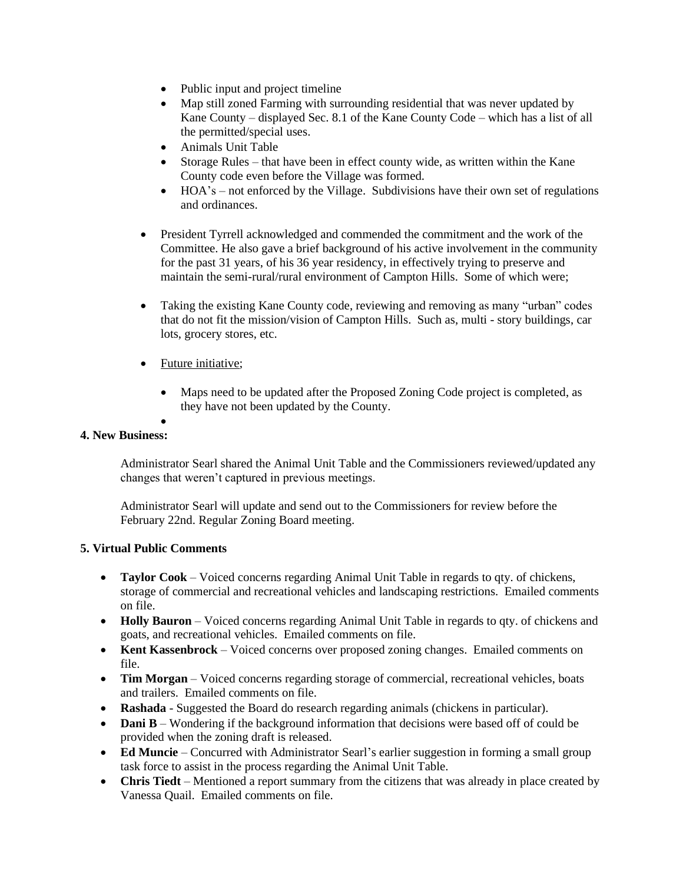- Public input and project timeline
- Map still zoned Farming with surrounding residential that was never updated by Kane County – displayed Sec. 8.1 of the Kane County Code – which has a list of all the permitted/special uses.
- Animals Unit Table
- Storage Rules – that have been in effect county wide, as written within the Kane County code even before the Village was formed.
- HOA's – not enforced by the Village. Subdivisions have their own set of regulations and ordinances.

- President Tyrrell acknowledged and commended the commitment and the work of the Committee. He also gave a brief background of his active involvement in the community for the past 31 years, of his 36 year residency, in effectively trying to preserve and maintain the semi-rural/rural environment of Campton Hills. Some of which were;

- Taking the existing Kane County code, reviewing and removing as many "urban" codes that do not fit the mission/vision of Campton Hills. Such as, multi - story buildings, car lots, grocery stores, etc.

- Future initiative;

  - Maps need to be updated after the Proposed Zoning Code project is completed, as they have not been updated by the County.

-

**4. New Business:**

Administrator Searl shared the Animal Unit Table and the Commissioners reviewed/updated any changes that weren't captured in previous meetings.

Administrator Searl will update and send out to the Commissioners for review before the February 22nd. Regular Zoning Board meeting.

**5. Virtual Public Comments**

- **Taylor Cook** – Voiced concerns regarding Animal Unit Table in regards to qty. of chickens, storage of commercial and recreational vehicles and landscaping restrictions. Emailed comments on file.
- **Holly Bauron** – Voiced concerns regarding Animal Unit Table in regards to qty. of chickens and goats, and recreational vehicles. Emailed comments on file.
- **Kent Kassenbrock** – Voiced concerns over proposed zoning changes. Emailed comments on file.
- **Tim Morgan** – Voiced concerns regarding storage of commercial, recreational vehicles, boats and trailers. Emailed comments on file.
- **Rashada** - Suggested the Board do research regarding animals (chickens in particular).
- **Dani B** – Wondering if the background information that decisions were based off of could be provided when the zoning draft is released.
- **Ed Muncie** – Concurred with Administrator Searl's earlier suggestion in forming a small group task force to assist in the process regarding the Animal Unit Table.
- **Chris Tiedt** – Mentioned a report summary from the citizens that was already in place created by Vanessa Quail. Emailed comments on file.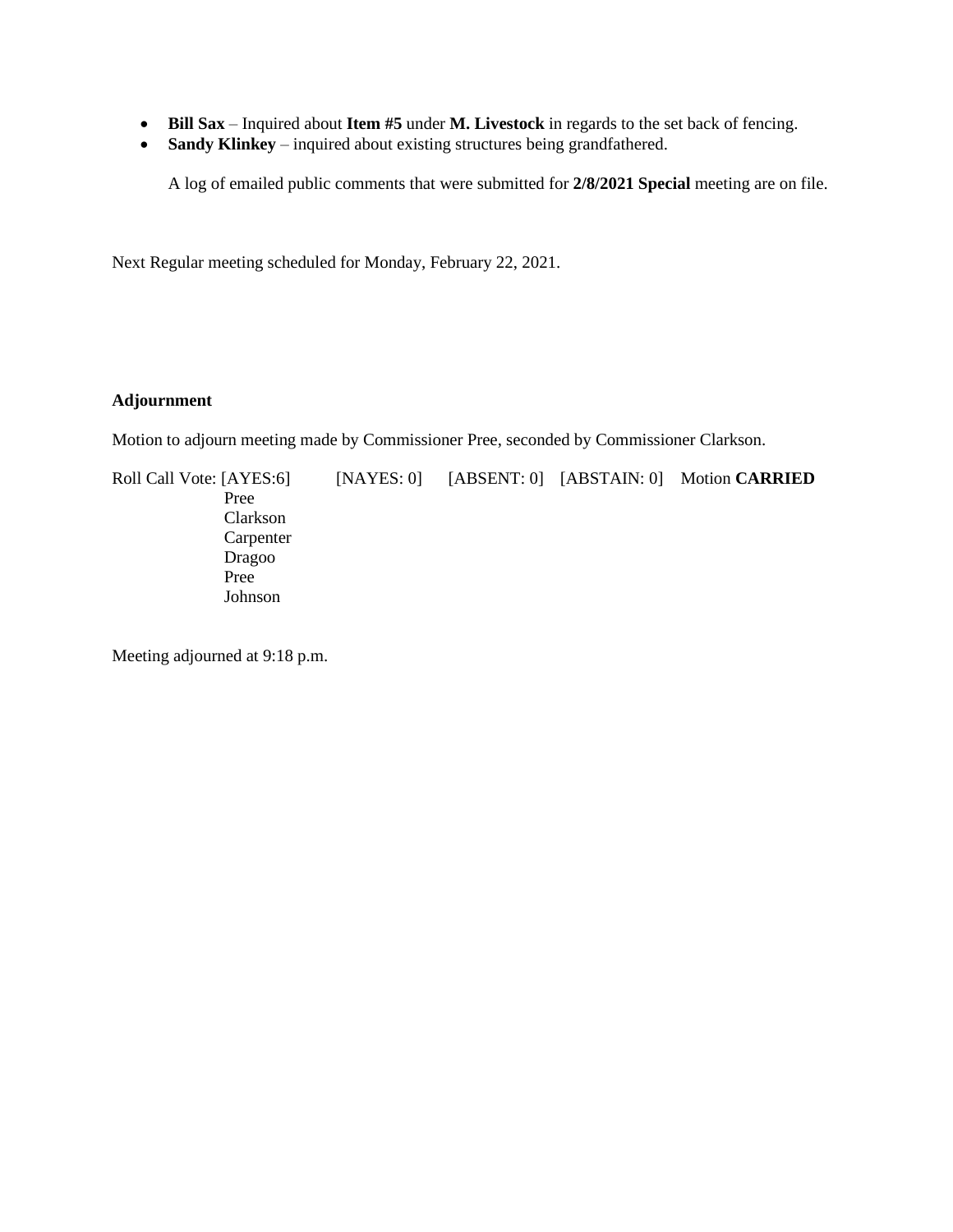- **Bill Sax** – Inquired about **Item #5** under **M. Livestock** in regards to the set back of fencing.
- **Sandy Klinkey** – inquired about existing structures being grandfathered.

  A log of emailed public comments that were submitted for **2/8/2021 Special** meeting are on file.

Next Regular meeting scheduled for Monday, February 22, 2021.

**Adjournment**

Motion to adjourn meeting made by Commissioner Pree, seconded by Commissioner Clarkson.

Roll Call Vote: [AYES:6] [NAYES: 0] [ABSENT: 0] [ABSTAIN: 0] Motion **CARRIED**

Pree
Clarkson
Carpenter
Dragoo
Pree
Johnson

Meeting adjourned at 9:18 p.m.